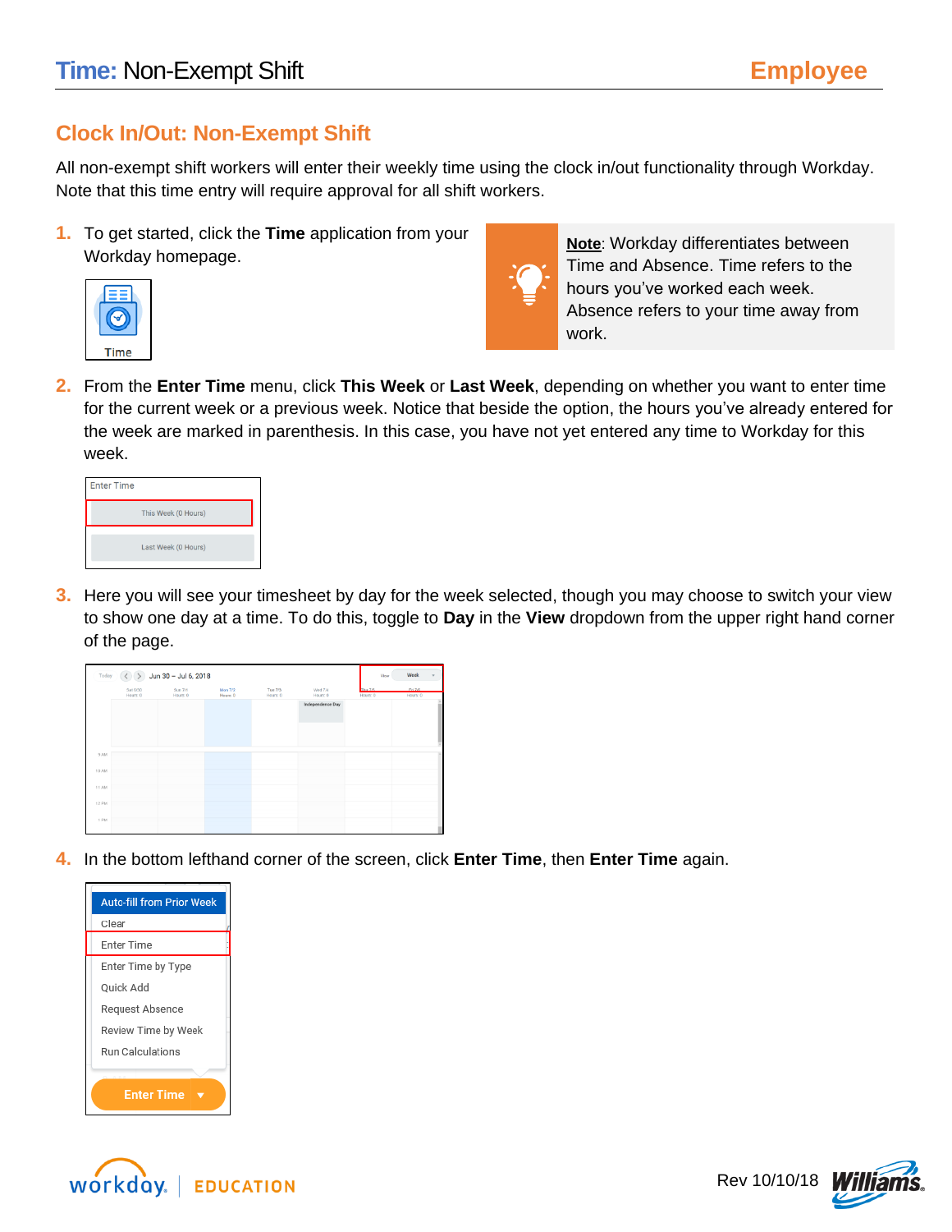# Time: Non-Exempt Shift

## Employee

## Clock In/Out: Non-Exempt Shift

All non-exempt shift workers will enter their weekly time using the clock in/out functionality through Workday. Note that this time entry will require approval for all shift workers.

1. To get started, click the **Time** application from your Workday homepage.

> **Note**: Workday differentiates between Time and Absence. Time refers to the hours you've worked each week. Absence refers to your time away from work.

2. From the **Enter Time** menu, click **This Week** or **Last Week**, depending on whether you want to enter time for the current week or a previous week. Notice that beside the option, the hours you've already entered for the week are marked in parenthesis. In this case, you have not yet entered any time to Workday for this week.

3. Here you will see your timesheet by day for the week selected, though you may choose to switch your view to show one day at a time. To do this, toggle to **Day** in the **View** dropdown from the upper right hand corner of the page.

4. In the bottom lefthand corner of the screen, click **Enter Time**, then **Enter Time** again.

Rev 10/10/18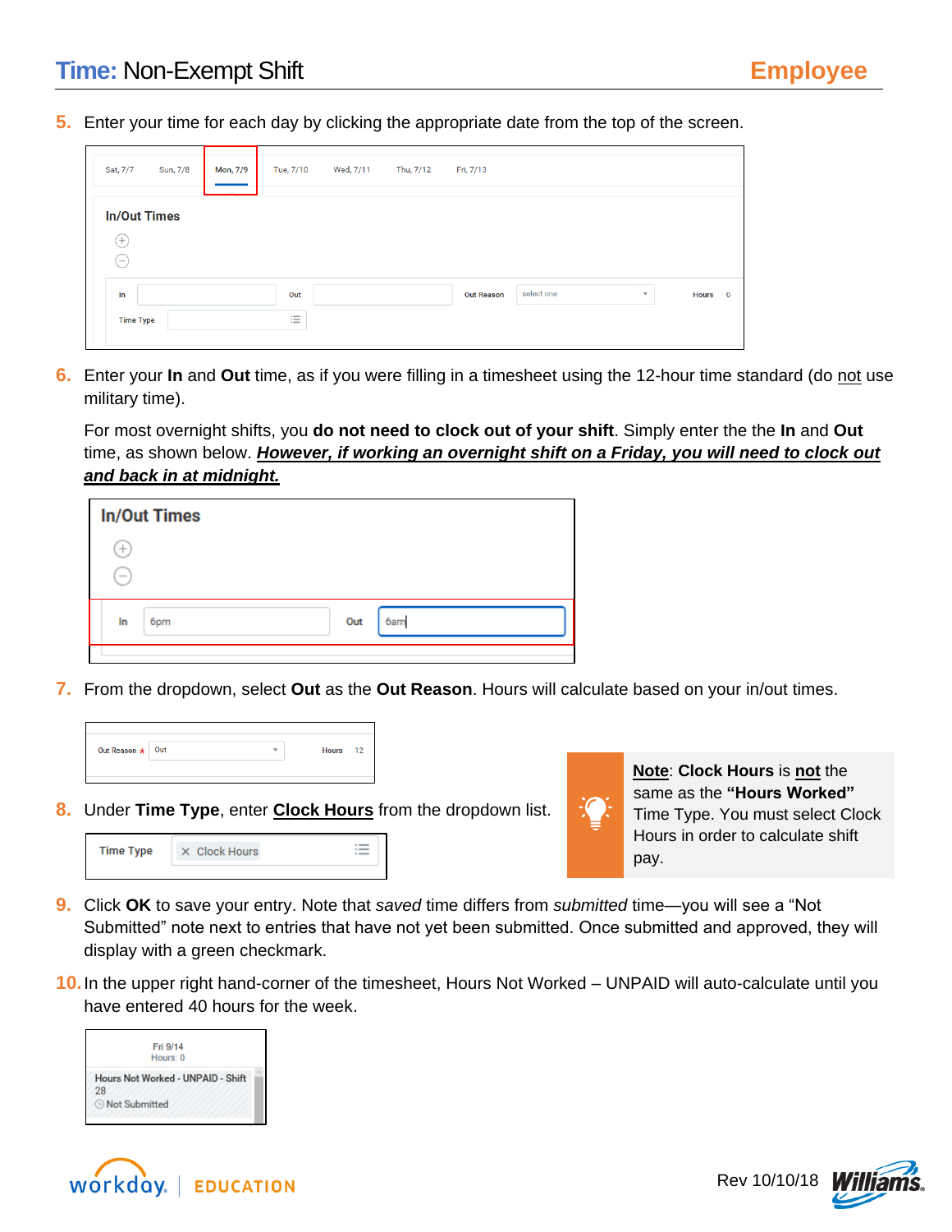5. Enter your time for each day by clicking the appropriate date from the top of the screen.

6. Enter your **In** and **Out** time, as if you were filling in a timesheet using the 12-hour time standard (do not use military time).

   For most overnight shifts, you **do not need to clock out of your shift**. Simply enter the the **In** and **Out** time, as shown below. ***However, if working an overnight shift on a Friday, you will need to clock out and back in at midnight.***

7. From the dropdown, select **Out** as the **Out Reason**. Hours will calculate based on your in/out times.

8. Under **Time Type**, enter **Clock Hours** from the dropdown list.

> **Note**: **Clock Hours** is **not** the same as the **"Hours Worked"** Time Type. You must select Clock Hours in order to calculate shift pay.

9. Click **OK** to save your entry. Note that *saved* time differs from *submitted* time—you will see a "Not Submitted" note next to entries that have not yet been submitted. Once submitted and approved, they will display with a green checkmark.

10. In the upper right hand-corner of the timesheet, Hours Not Worked – UNPAID will auto-calculate until you have entered 40 hours for the week.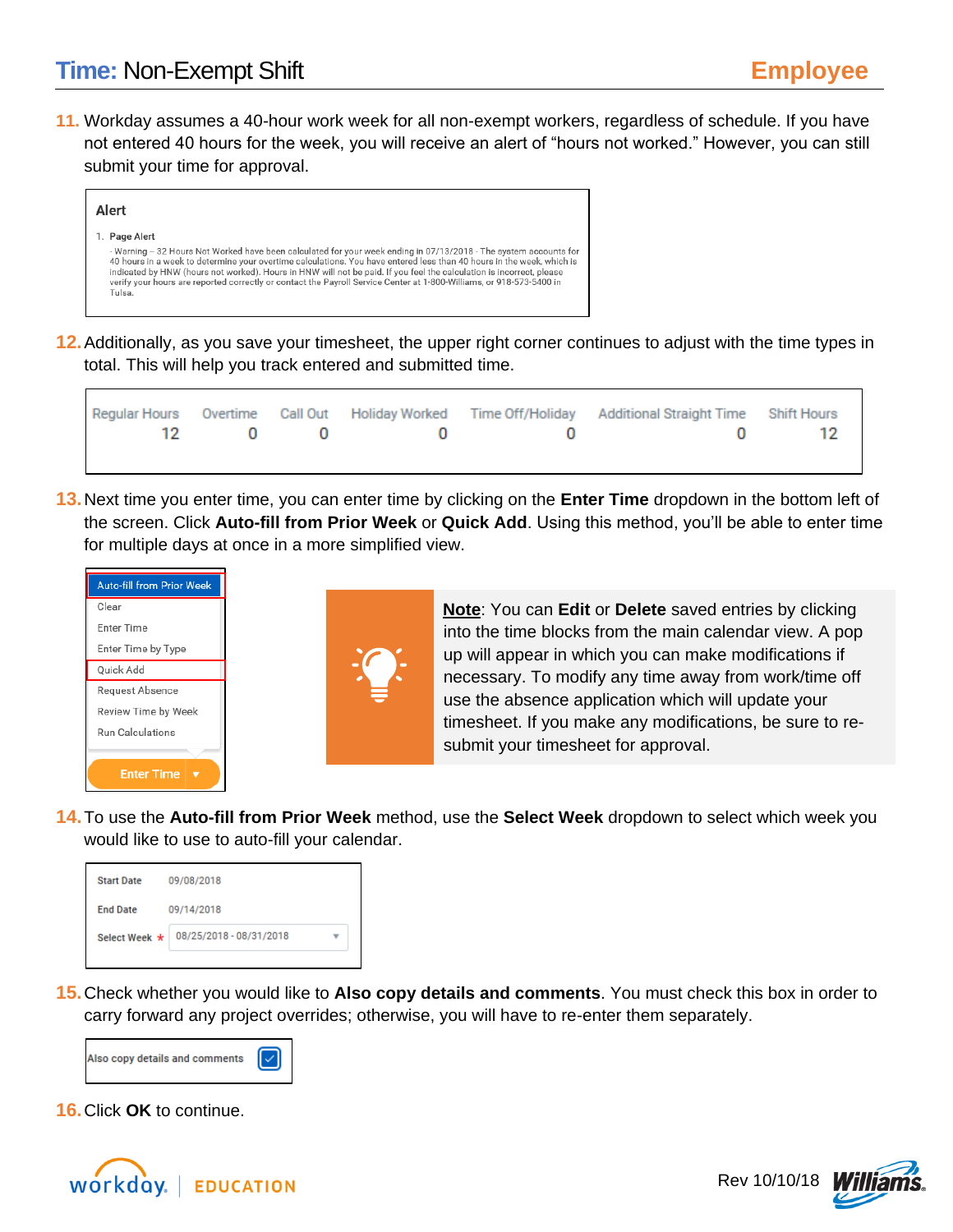## Time: Non-Exempt Shift

**Employee**

11. Workday assumes a 40-hour work week for all non-exempt workers, regardless of schedule. If you have not entered 40 hours for the week, you will receive an alert of "hours not worked." However, you can still submit your time for approval.

> **Alert**
>
> 1. Page Alert
>
> - Warning – 32 Hours Not Worked have been calculated for your week ending in 07/13/2018 - The system accounts for 40 hours in a week to determine your overtime calculations. You have entered less than 40 hours in the week, which is indicated by HNW (hours not worked). Hours in HNW will not be paid. If you feel the calculation is incorrect, please verify your hours are reported correctly or contact the Payroll Service Center at 1-800-Williams, or 918-573-5400 in Tulsa.

12. Additionally, as you save your timesheet, the upper right corner continues to adjust with the time types in total. This will help you track entered and submitted time.

| Regular Hours | Overtime | Call Out | Holiday Worked | Time Off/Holiday | Additional Straight Time | Shift Hours |
|---|---|---|---|---|---|---|
| 12 | 0 | 0 | 0 | 0 | 0 | 12 |

13. Next time you enter time, you can enter time by clicking on the **Enter Time** dropdown in the bottom left of the screen. Click **Auto-fill from Prior Week** or **Quick Add**. Using this method, you'll be able to enter time for multiple days at once in a more simplified view.

- Auto-fill from Prior Week
- Clear
- Enter Time
- Enter Time by Type
- Quick Add
- Request Absence
- Review Time by Week
- Run Calculations

**Enter Time** ▾

> **Note**: You can **Edit** or **Delete** saved entries by clicking into the time blocks from the main calendar view. A pop up will appear in which you can make modifications if necessary. To modify any time away from work/time off use the absence application which will update your timesheet. If you make any modifications, be sure to re-submit your timesheet for approval.

14. To use the **Auto-fill from Prior Week** method, use the **Select Week** dropdown to select which week you would like to use to auto-fill your calendar.

| | |
|---|---|
| Start Date | 09/08/2018 |
| End Date | 09/14/2018 |
| Select Week * | 08/25/2018 - 08/31/2018 |

15. Check whether you would like to **Also copy details and comments**. You must check this box in order to carry forward any project overrides; otherwise, you will have to re-enter them separately.

Also copy details and comments ☑

16. Click **OK** to continue.

Rev 10/10/18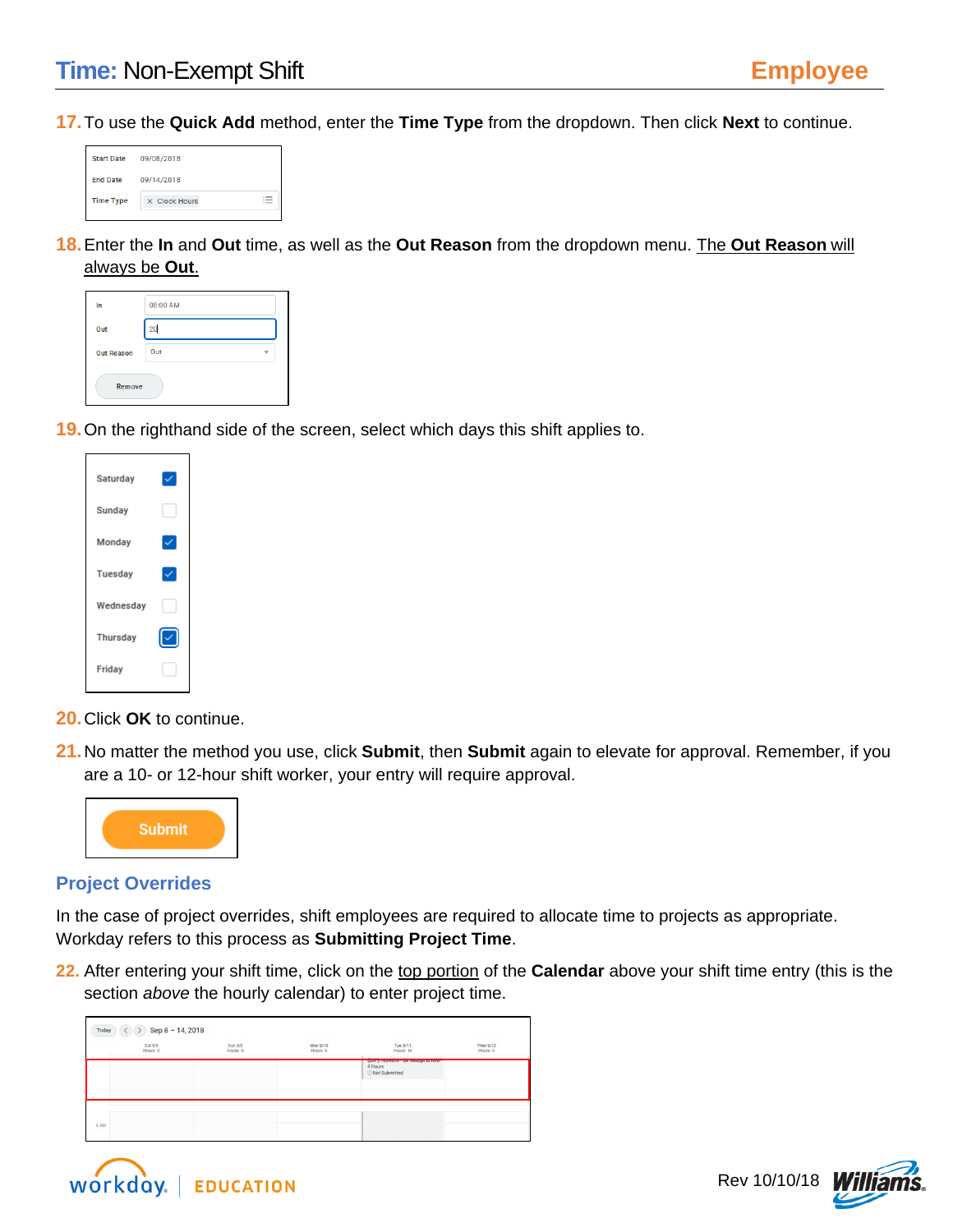17. To use the **Quick Add** method, enter the **Time Type** from the dropdown. Then click **Next** to continue.

18. Enter the **In** and **Out** time, as well as the **Out Reason** from the dropdown menu. The **Out Reason** will always be **Out**.

19. On the righthand side of the screen, select which days this shift applies to.

20. Click **OK** to continue.

21. No matter the method you use, click **Submit**, then **Submit** again to elevate for approval. Remember, if you are a 10- or 12-hour shift worker, your entry will require approval.

## Project Overrides

In the case of project overrides, shift employees are required to allocate time to projects as appropriate. Workday refers to this process as **Submitting Project Time**.

22. After entering your shift time, click on the top portion of the **Calendar** above your shift time entry (this is the section *above* the hourly calendar) to enter project time.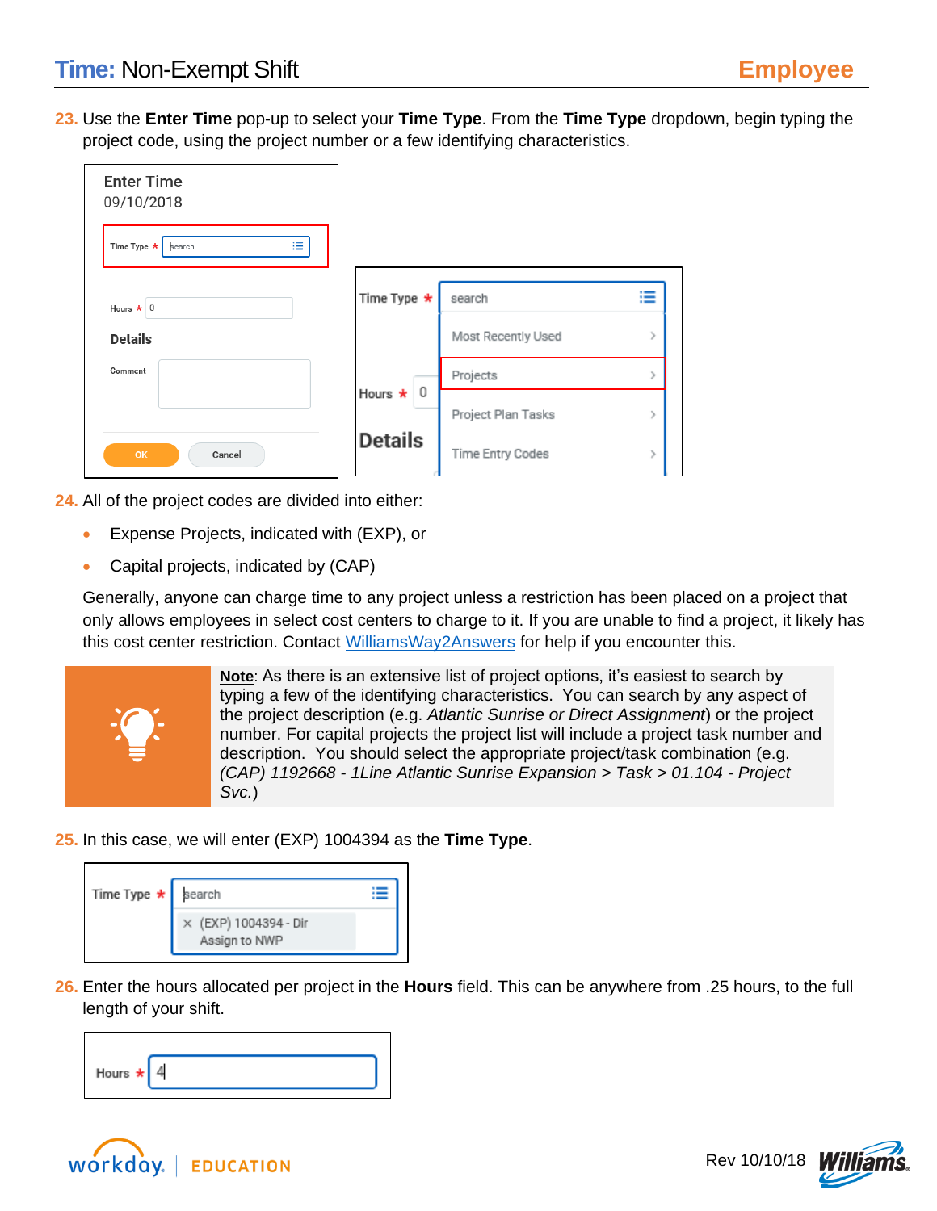23. Use the **Enter Time** pop-up to select your **Time Type**. From the **Time Type** dropdown, begin typing the project code, using the project number or a few identifying characteristics.

24. All of the project codes are divided into either:
    - Expense Projects, indicated with (EXP), or
    - Capital projects, indicated by (CAP)

    Generally, anyone can charge time to any project unless a restriction has been placed on a project that only allows employees in select cost centers to charge to it. If you are unable to find a project, it likely has this cost center restriction. Contact WilliamsWay2Answers for help if you encounter this.

**Note**: As there is an extensive list of project options, it's easiest to search by typing a few of the identifying characteristics. You can search by any aspect of the project description (e.g. *Atlantic Sunrise or Direct Assignment*) or the project number. For capital projects the project list will include a project task number and description. You should select the appropriate project/task combination (e.g. *(CAP) 1192668 - 1Line Atlantic Sunrise Expansion > Task > 01.104 - Project Svc.*)

25. In this case, we will enter (EXP) 1004394 as the **Time Type**.

26. Enter the hours allocated per project in the **Hours** field. This can be anywhere from .25 hours, to the full length of your shift.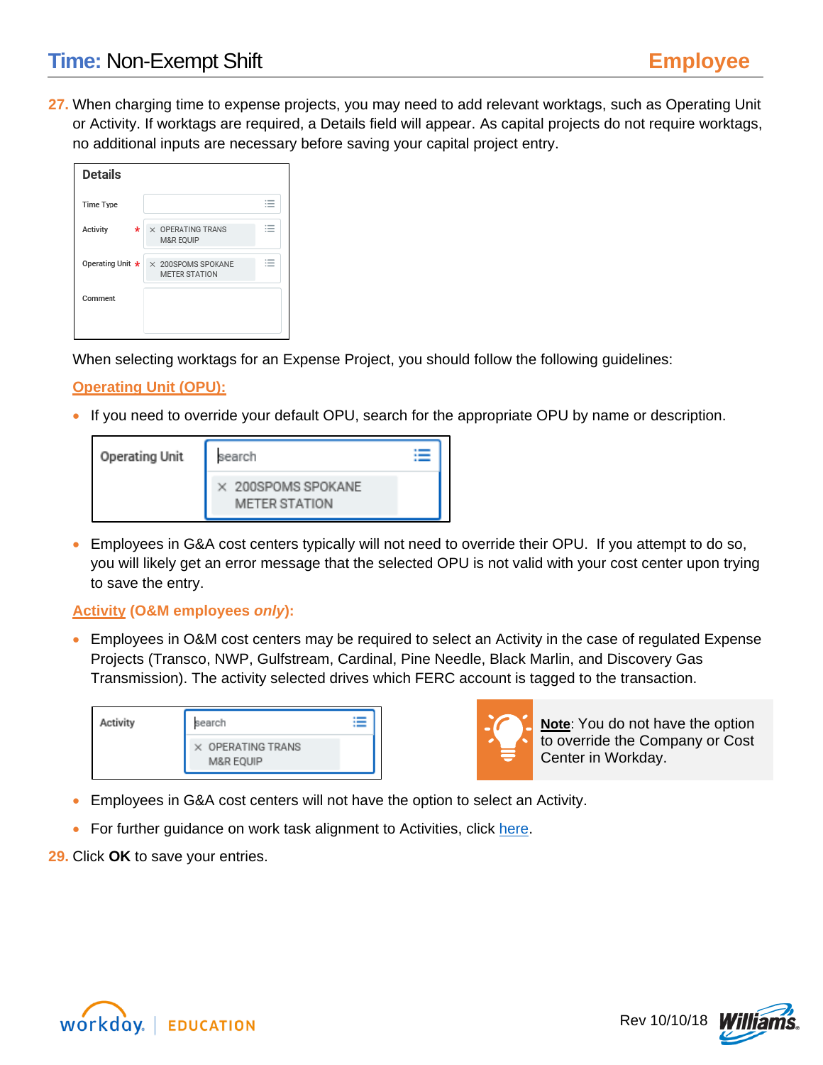27. When charging time to expense projects, you may need to add relevant worktags, such as Operating Unit or Activity. If worktags are required, a Details field will appear. As capital projects do not require worktags, no additional inputs are necessary before saving your capital project entry.

When selecting worktags for an Expense Project, you should follow the following guidelines:

**Operating Unit (OPU):**

- If you need to override your default OPU, search for the appropriate OPU by name or description.
- Employees in G&A cost centers typically will not need to override their OPU. If you attempt to do so, you will likely get an error message that the selected OPU is not valid with your cost center upon trying to save the entry.

**Activity (O&M employees *only*):**

- Employees in O&M cost centers may be required to select an Activity in the case of regulated Expense Projects (Transco, NWP, Gulfstream, Cardinal, Pine Needle, Black Marlin, and Discovery Gas Transmission). The activity selected drives which FERC account is tagged to the transaction.

**Note**: You do not have the option to override the Company or Cost Center in Workday.

- Employees in G&A cost centers will not have the option to select an Activity.
- For further guidance on work task alignment to Activities, click here.

29. Click **OK** to save your entries.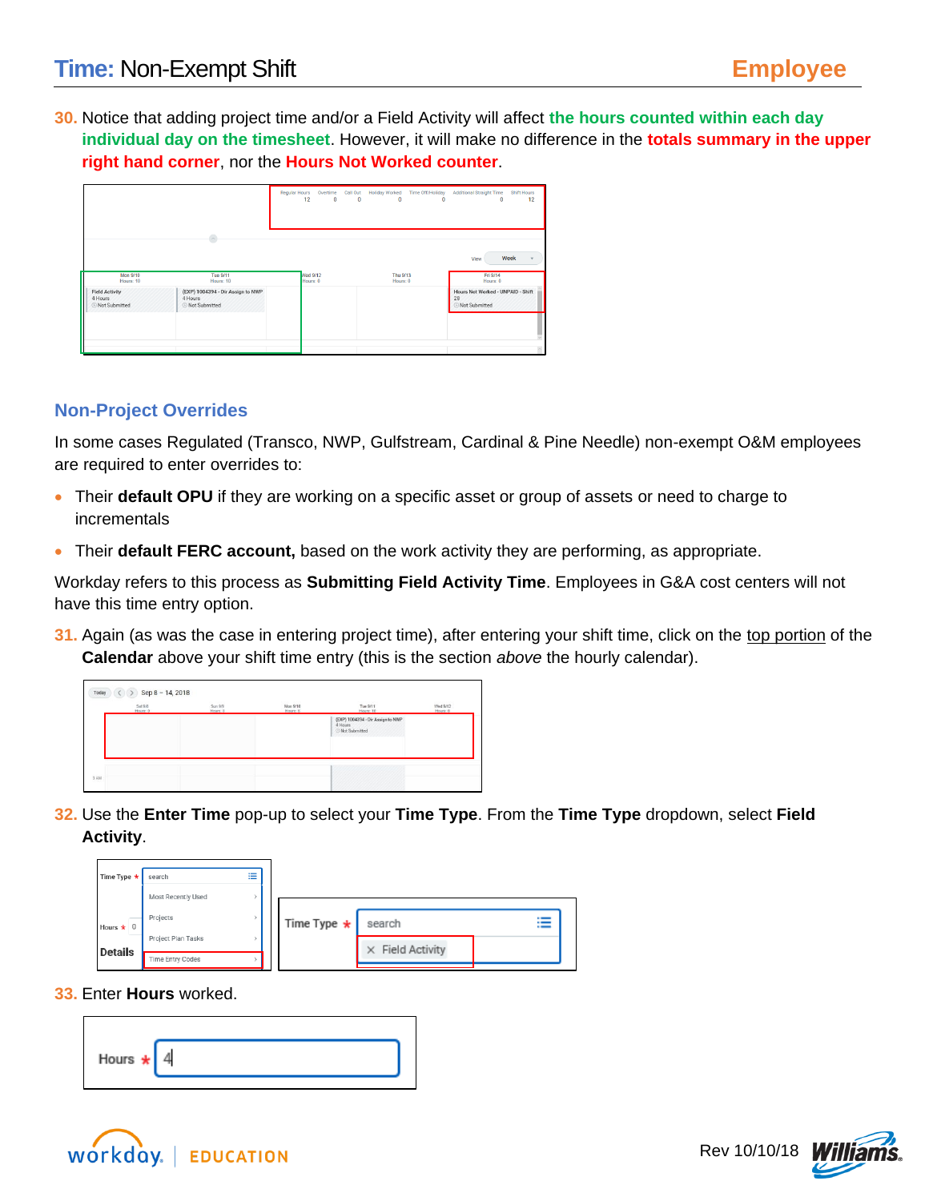30. Notice that adding project time and/or a Field Activity will affect **the hours counted within each day individual day on the timesheet**. However, it will make no difference in the **totals summary in the upper right hand corner**, nor the **Hours Not Worked counter**.

## Non-Project Overrides

In some cases Regulated (Transco, NWP, Gulfstream, Cardinal & Pine Needle) non-exempt O&M employees are required to enter overrides to:

- Their **default OPU** if they are working on a specific asset or group of assets or need to charge to incrementals
- Their **default FERC account,** based on the work activity they are performing, as appropriate.

Workday refers to this process as **Submitting Field Activity Time**. Employees in G&A cost centers will not have this time entry option.

31. Again (as was the case in entering project time), after entering your shift time, click on the top portion of the **Calendar** above your shift time entry (this is the section *above* the hourly calendar).

32. Use the **Enter Time** pop-up to select your **Time Type**. From the **Time Type** dropdown, select **Field Activity**.

33. Enter **Hours** worked.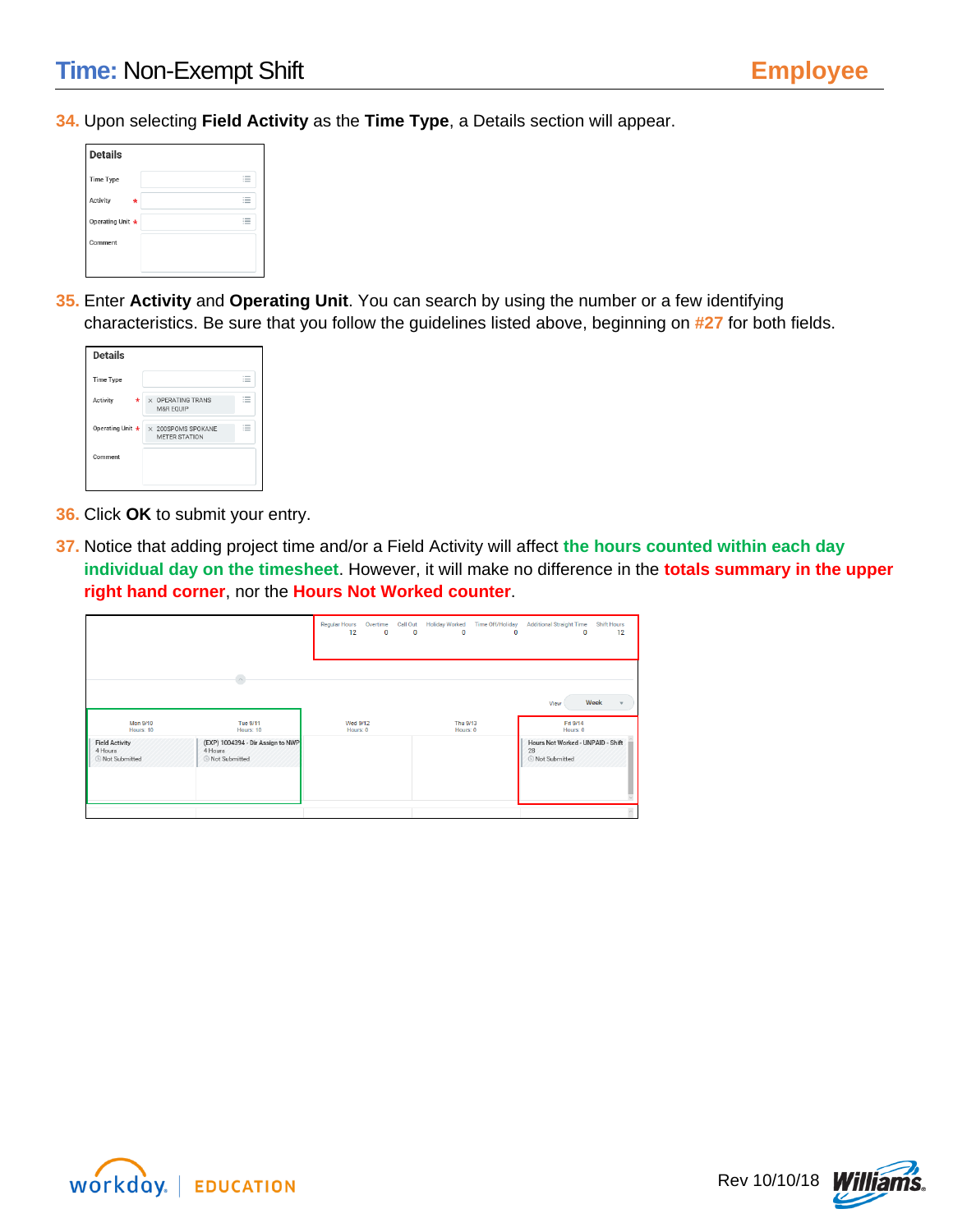34. Upon selecting **Field Activity** as the **Time Type**, a Details section will appear.

35. Enter **Activity** and **Operating Unit**. You can search by using the number or a few identifying characteristics. Be sure that you follow the guidelines listed above, beginning on #27 for both fields.

36. Click **OK** to submit your entry.

37. Notice that adding project time and/or a Field Activity will affect **the hours counted within each day individual day on the timesheet**. However, it will make no difference in the **totals summary in the upper right hand corner**, nor the **Hours Not Worked counter**.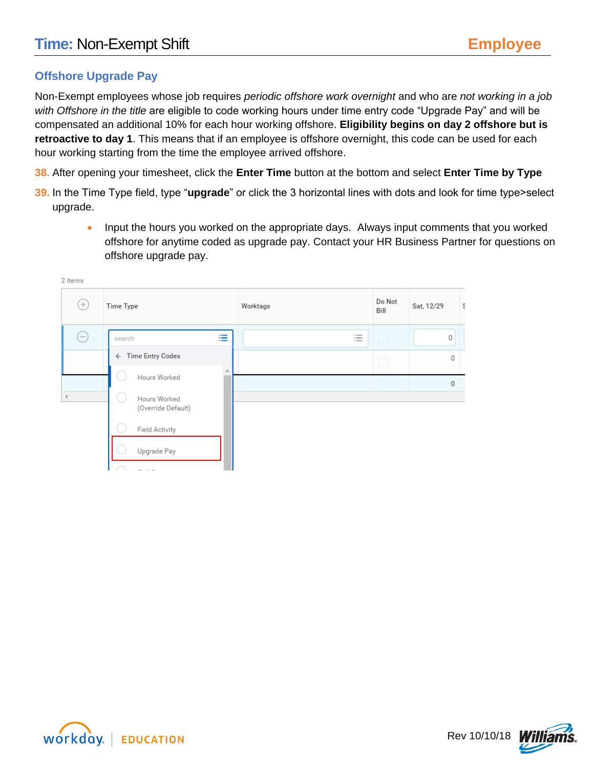## Offshore Upgrade Pay

Non-Exempt employees whose job requires *periodic offshore work overnight* and who are *not working in a job with Offshore in the title* are eligible to code working hours under time entry code "Upgrade Pay" and will be compensated an additional 10% for each hour working offshore. **Eligibility begins on day 2 offshore but is retroactive to day 1**. This means that if an employee is offshore overnight, this code can be used for each hour working starting from the time the employee arrived offshore.

38. After opening your timesheet, click the **Enter Time** button at the bottom and select **Enter Time by Type**

39. In the Time Type field, type "**upgrade**" or click the 3 horizontal lines with dots and look for time type>select upgrade.

    - Input the hours you worked on the appropriate days. Always input comments that you worked offshore for anytime coded as upgrade pay. Contact your HR Business Partner for questions on offshore upgrade pay.

2 items

Time Type
Worktags
Do Not Bill
Sat, 12/29

search
Time Entry Codes
Hours Worked
Hours Worked (Override Default)
Field Activity
Upgrade Pay

0
0
0